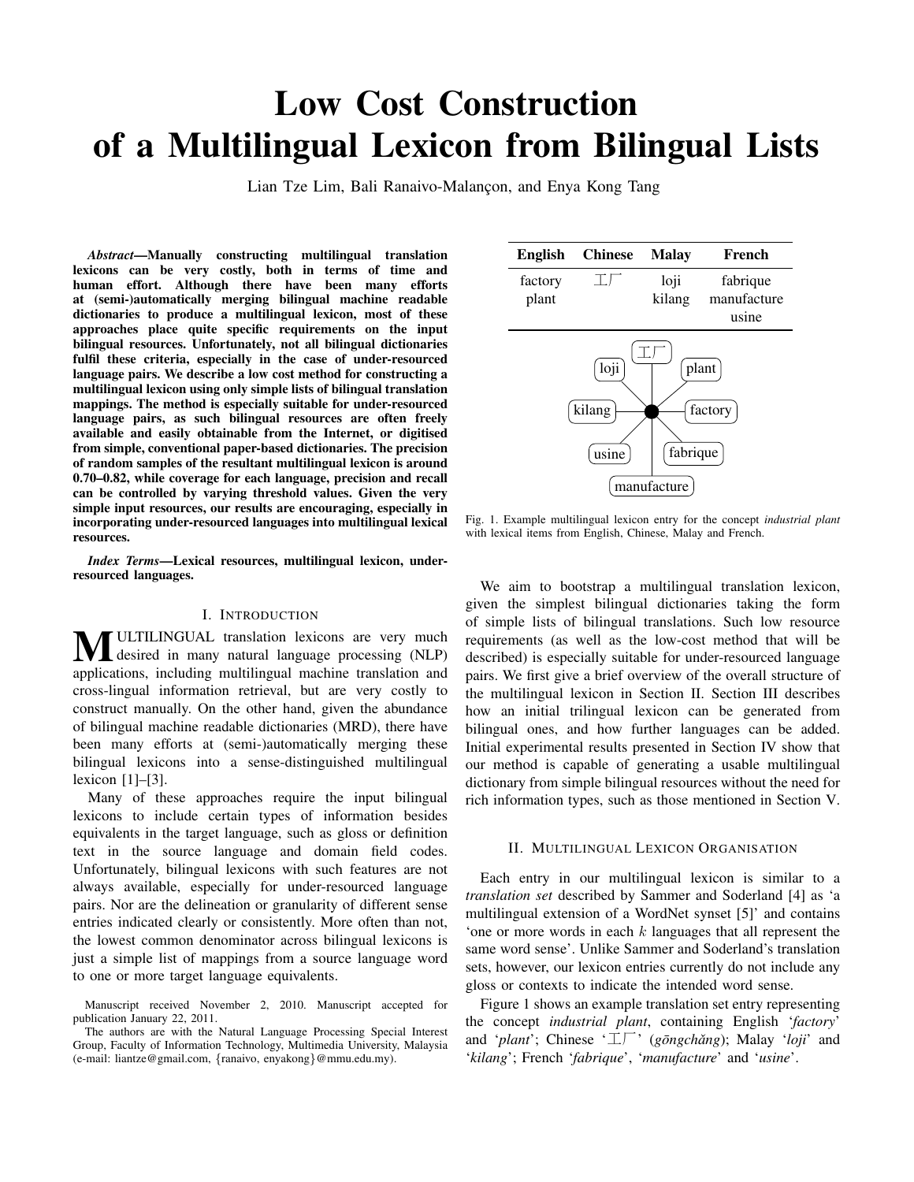# Low Cost Construction of a Multilingual Lexicon from Bilingual Lists

Lian Tze Lim, Bali Ranaivo-Malançon, and Enya Kong Tang

***Abstract*—Manually constructing multilingual translation lexicons can be very costly, both in terms of time and human effort. Although there have been many efforts at (semi-)automatically merging bilingual machine readable dictionaries to produce a multilingual lexicon, most of these approaches place quite specific requirements on the input bilingual resources. Unfortunately, not all bilingual dictionaries fulfil these criteria, especially in the case of under-resourced language pairs. We describe a low cost method for constructing a multilingual lexicon using only simple lists of bilingual translation mappings. The method is especially suitable for under-resourced language pairs, as such bilingual resources are often freely available and easily obtainable from the Internet, or digitised from simple, conventional paper-based dictionaries. The precision of random samples of the resultant multilingual lexicon is around 0.70–0.82, while coverage for each language, precision and recall can be controlled by varying threshold values. Given the very simple input resources, our results are encouraging, especially in incorporating under-resourced languages into multilingual lexical resources.**

***Index Terms*—Lexical resources, multilingual lexicon, under-resourced languages.**

## I. Introduction

Multilingual translation lexicons are very much desired in many natural language processing (NLP) applications, including multilingual machine translation and cross-lingual information retrieval, but are very costly to construct manually. On the other hand, given the abundance of bilingual machine readable dictionaries (MRD), there have been many efforts at (semi-)automatically merging these bilingual lexicons into a sense-distinguished multilingual lexicon [1]–[3].

Many of these approaches require the input bilingual lexicons to include certain types of information besides equivalents in the target language, such as gloss or definition text in the source language and domain field codes. Unfortunately, bilingual lexicons with such features are not always available, especially for under-resourced language pairs. Nor are the delineation or granularity of different sense entries indicated clearly or consistently. More often than not, the lowest common denominator across bilingual lexicons is just a simple list of mappings from a source language word to one or more target language equivalents.

Manuscript received November 2, 2010. Manuscript accepted for publication January 22, 2011.

The authors are with the Natural Language Processing Special Interest Group, Faculty of Information Technology, Multimedia University, Malaysia (e-mail: liantze@gmail.com, {ranaivo, enyakong}@mmu.edu.my).

| English | Chinese | Malay | French |
|---|---|---|---|
| factory<br>plant | 工厂 | loji<br>kilang | fabrique<br>manufacture<br>usine |

Fig. 1. Example multilingual lexicon entry for the concept *industrial plant* with lexical items from English, Chinese, Malay and French.

We aim to bootstrap a multilingual translation lexicon, given the simplest bilingual dictionaries taking the form of simple lists of bilingual translations. Such low resource requirements (as well as the low-cost method that will be described) is especially suitable for under-resourced language pairs. We first give a brief overview of the overall structure of the multilingual lexicon in Section II. Section III describes how an initial trilingual lexicon can be generated from bilingual ones, and how further languages can be added. Initial experimental results presented in Section IV show that our method is capable of generating a usable multilingual dictionary from simple bilingual resources without the need for rich information types, such as those mentioned in Section V.

## II. Multilingual Lexicon Organisation

Each entry in our multilingual lexicon is similar to a *translation set* described by Sammer and Soderland [4] as 'a multilingual extension of a WordNet synset [5]' and contains 'one or more words in each $k$ languages that all represent the same word sense'. Unlike Sammer and Soderland's translation sets, however, our lexicon entries currently do not include any gloss or contexts to indicate the intended word sense.

Figure 1 shows an example translation set entry representing the concept *industrial plant*, containing English '*factory*' and '*plant*'; Chinese '工厂' (*gōngchǎng*); Malay '*loji*' and '*kilang*'; French '*fabrique*', '*manufacture*' and '*usine*'.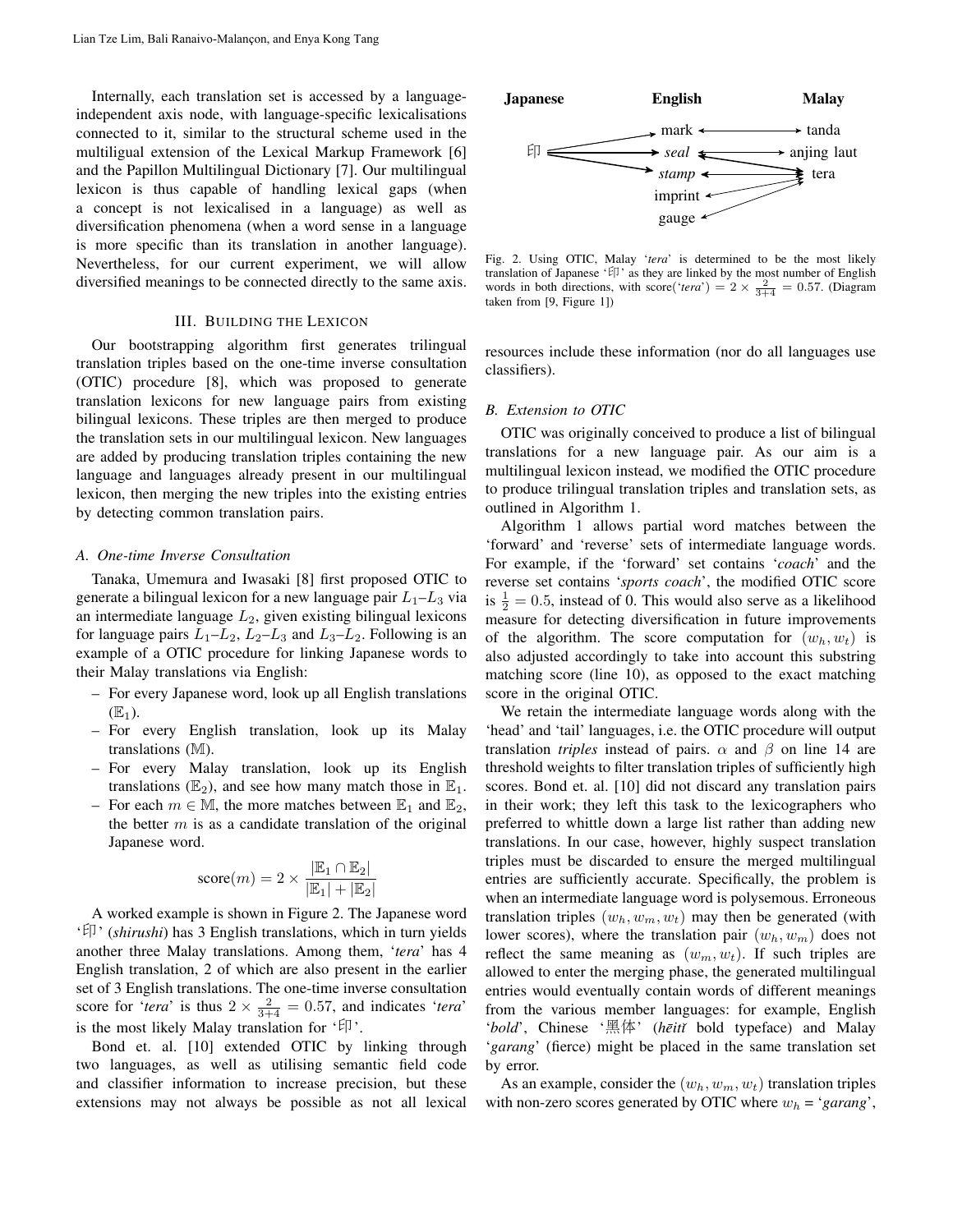Internally, each translation set is accessed by a language-independent axis node, with language-specific lexicalisations connected to it, similar to the structural scheme used in the multiligual extension of the Lexical Markup Framework [6] and the Papillon Multilingual Dictionary [7]. Our multilingual lexicon is thus capable of handling lexical gaps (when a concept is not lexicalised in a language) as well as diversification phenomena (when a word sense in a language is more specific than its translation in another language). Nevertheless, for our current experiment, we will allow diversified meanings to be connected directly to the same axis.

## III. Building the Lexicon

Our bootstrapping algorithm first generates trilingual translation triples based on the one-time inverse consultation (OTIC) procedure [8], which was proposed to generate translation lexicons for new language pairs from existing bilingual lexicons. These triples are then merged to produce the translation sets in our multilingual lexicon. New languages are added by producing translation triples containing the new language and languages already present in our multilingual lexicon, then merging the new triples into the existing entries by detecting common translation pairs.

### A. One-time Inverse Consultation

Tanaka, Umemura and Iwasaki [8] first proposed OTIC to generate a bilingual lexicon for a new language pair $L_1$–$L_3$ via an intermediate language $L_2$, given existing bilingual lexicons for language pairs $L_1$–$L_2$, $L_2$–$L_3$ and $L_3$–$L_2$. Following is an example of a OTIC procedure for linking Japanese words to their Malay translations via English:

- For every Japanese word, look up all English translations ($\mathbb{E}_1$).
- For every English translation, look up its Malay translations ($\mathbb{M}$).
- For every Malay translation, look up its English translations ($\mathbb{E}_2$), and see how many match those in $\mathbb{E}_1$.
- For each $m \in \mathbb{M}$, the more matches between $\mathbb{E}_1$ and $\mathbb{E}_2$, the better $m$ is as a candidate translation of the original Japanese word.

$$\text{score}(m) = 2 \times \frac{|\mathbb{E}_1 \cap \mathbb{E}_2|}{|\mathbb{E}_1| + |\mathbb{E}_2|}$$

A worked example is shown in Figure 2. The Japanese word '印' (*shirushi*) has 3 English translations, which in turn yields another three Malay translations. Among them, '*tera*' has 4 English translation, 2 of which are also present in the earlier set of 3 English translations. The one-time inverse consultation score for '*tera*' is thus $2 \times \frac{2}{3+4} = 0.57$, and indicates '*tera*' is the most likely Malay translation for '印'.

Bond et. al. [10] extended OTIC by linking through two languages, as well as utilising semantic field code and classifier information to increase precision, but these extensions may not always be possible as not all lexical resources include these information (nor do all languages use classifiers).

| Japanese | English | Malay |
|---|---|---|
| 印 | mark | tanda |
| | *seal* | anjing laut |
| | *stamp* | tera |
| | imprint | |
| | gauge | |

Fig. 2. Using OTIC, Malay '*tera*' is determined to be the most likely translation of Japanese '印' as they are linked by the most number of English words in both directions, with score('*tera*') $= 2 \times \frac{2}{3+4} = 0.57$. (Diagram taken from [9, Figure 1])

### B. Extension to OTIC

OTIC was originally conceived to produce a list of bilingual translations for a new language pair. As our aim is a multilingual lexicon instead, we modified the OTIC procedure to produce trilingual translation triples and translation sets, as outlined in Algorithm 1.

Algorithm 1 allows partial word matches between the 'forward' and 'reverse' sets of intermediate language words. For example, if the 'forward' set contains '*coach*' and the reverse set contains '*sports coach*', the modified OTIC score is $\frac{1}{2} = 0.5$, instead of 0. This would also serve as a likelihood measure for detecting diversification in future improvements of the algorithm. The score computation for $(w_h, w_t)$ is also adjusted accordingly to take into account this substring matching score (line 10), as opposed to the exact matching score in the original OTIC.

We retain the intermediate language words along with the 'head' and 'tail' languages, i.e. the OTIC procedure will output translation *triples* instead of pairs. $\alpha$ and $\beta$ on line 14 are threshold weights to filter translation triples of sufficiently high scores. Bond et. al. [10] did not discard any translation pairs in their work; they left this task to the lexicographers who preferred to whittle down a large list rather than adding new translations. In our case, however, highly suspect translation triples must be discarded to ensure the merged multilingual entries are sufficiently accurate. Specifically, the problem is when an intermediate language word is polysemous. Erroneous translation triples $(w_h, w_m, w_t)$ may then be generated (with lower scores), where the translation pair $(w_h, w_m)$ does not reflect the same meaning as $(w_m, w_t)$. If such triples are allowed to enter the merging phase, the generated multilingual entries would eventually contain words of different meanings from the various member languages: for example, English '*bold*', Chinese '黑体' (*hēitǐ* bold typeface) and Malay '*garang*' (fierce) might be placed in the same translation set by error.

As an example, consider the $(w_h, w_m, w_t)$ translation triples with non-zero scores generated by OTIC where $w_h$ = '*garang*',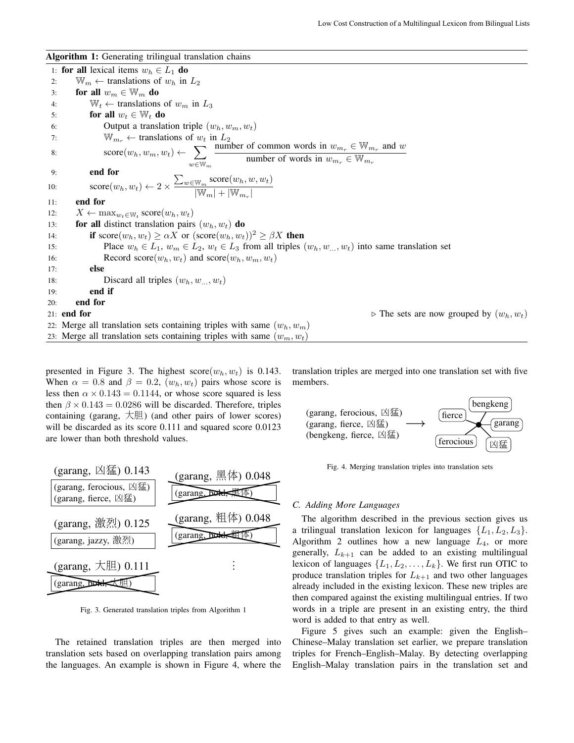**Algorithm 1:** Generating trilingual translation chains

```
1:  for all lexical items w_h ∈ L_1 do
2:      W_m ← translations of w_h in L_2
3:      for all w_m ∈ W_m do
4:          W_t ← translations of w_m in L_3
5:          for all w_t ∈ W_t do
6:              Output a translation triple (w_h, w_m, w_t)
7:              W_{m_r} ← translations of w_t in L_2
8:              score(w_h, w_m, w_t) ← Σ_{w ∈ W_m} (number of common words in w_{m_r} ∈ W_{m_r} and w) / (number of words in w_{m_r} ∈ W_{m_r})
9:          end for
10:         score(w_h, w_t) ← 2 × (Σ_{w ∈ W_m} score(w_h, w, w_t)) / (|W_m| + |W_{m_r}|)
11:     end for
12:     X ← max_{w_t ∈ W_t} score(w_h, w_t)
13:     for all distinct translation pairs (w_h, w_t) do
14:         if score(w_h, w_t) ≥ αX or (score(w_h, w_t))^2 ≥ βX then
15:             Place w_h ∈ L_1, w_m ∈ L_2, w_t ∈ L_3 from all triples (w_h, w_..., w_t) into same translation set
16:             Record score(w_h, w_t) and score(w_h, w_m, w_t)
17:         else
18:             Discard all triples (w_h, w_..., w_t)
19:         end if
20:     end for
21: end for                                              ▷ The sets are now grouped by (w_h, w_t)
22: Merge all translation sets containing triples with same (w_h, w_m)
23: Merge all translation sets containing triples with same (w_m, w_t)
```

Where line 8 is:

$$\text{score}(w_h, w_m, w_t) \leftarrow \sum_{w \in \mathbb{W}_m} \frac{\text{number of common words in } w_{m_r} \in \mathbb{W}_{m_r} \text{ and } w}{\text{number of words in } w_{m_r} \in \mathbb{W}_{m_r}}$$

and line 10 is:

$$\text{score}(w_h, w_t) \leftarrow 2 \times \frac{\sum_{w \in \mathbb{W}_m} \text{score}(w_h, w, w_t)}{|\mathbb{W}_m| + |\mathbb{W}_{m_r}|}$$

presented in Figure 3. The highest score$(w_h, w_t)$ is 0.143. When $\alpha = 0.8$ and $\beta = 0.2$, $(w_h, w_t)$ pairs whose score is less then $\alpha \times 0.143 = 0.1144$, or whose score squared is less then $\beta \times 0.143 = 0.0286$ will be discarded. Therefore, triples containing (garang, 大胆) (and other pairs of lower scores) will be discarded as its score 0.111 and squared score 0.0123 are lower than both threshold values.

(garang, 凶猛) 0.143
- (garang, ferocious, 凶猛)
- (garang, fierce, 凶猛)

(garang, 激烈) 0.125
- (garang, jazzy, 激烈)

(garang, 大胆) 0.111 ~~(garang, bold, 大胆)~~

(garang, 黑体) 0.048 ~~(garang, bold, 黑体)~~

(garang, 粗体) 0.048 ~~(garang, bold, 粗体)~~

⋮

Fig. 3. Generated translation triples from Algorithm 1

The retained translation triples are then merged into translation sets based on overlapping translation pairs among the languages. An example is shown in Figure 4, where the translation triples are merged into one translation set with five members.

(garang, ferocious, 凶猛)
(garang, fierce, 凶猛)
(bengkeng, fierce, 凶猛)
⟶ {fierce, bengkeng, garang, ferocious, 凶猛}

Fig. 4. Merging translation triples into translation sets

### C. Adding More Languages

The algorithm described in the previous section gives us a trilingual translation lexicon for languages $\{L_1, L_2, L_3\}$. Algorithm 2 outlines how a new language $L_4$, or more generally, $L_{k+1}$ can be added to an existing multilingual lexicon of languages $\{L_1, L_2, \ldots, L_k\}$. We first run OTIC to produce translation triples for $L_{k+1}$ and two other languages already included in the existing lexicon. These new triples are then compared against the existing multilingual entries. If two words in a triple are present in an existing entry, the third word is added to that entry as well.

Figure 5 gives such an example: given the English–Chinese–Malay translation set earlier, we prepare translation triples for French–English–Malay. By detecting overlapping English–Malay translation pairs in the translation set and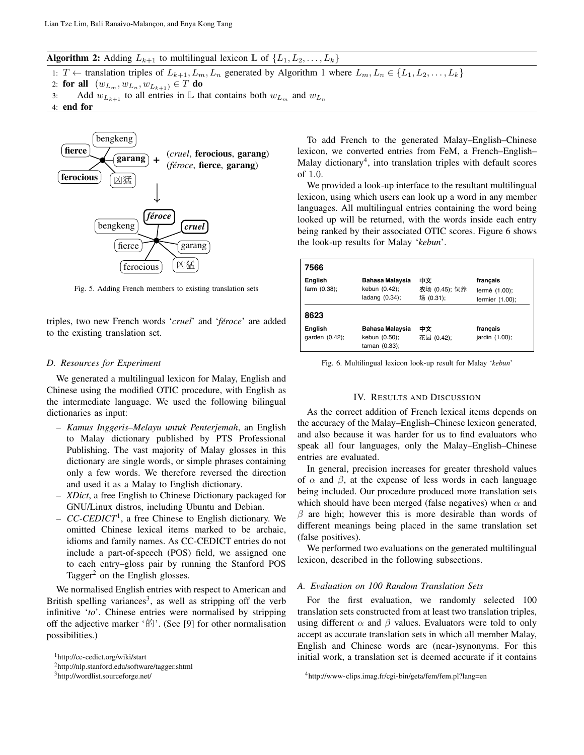**Algorithm 2:** Adding $L_{k+1}$ to multilingual lexicon $\mathbb{L}$ of $\{L_1, L_2, \ldots, L_k\}$

1: $T \leftarrow$ translation triples of $L_{k+1}, L_m, L_n$ generated by Algorithm 1 where $L_m, L_n \in \{L_1, L_2, \ldots, L_k\}$
2: **for all** $(w_{L_m}, w_{L_n}, w_{L_{k+1}}) \in T$ **do**
3: Add $w_{L_{k+1}}$ to all entries in $\mathbb{L}$ that contains both $w_{L_m}$ and $w_{L_n}$
4: **end for**

Fig. 5. Adding French members to existing translation sets

triples, two new French words '*cruel*' and '*féroce*' are added to the existing translation set.

### D. Resources for Experiment

We generated a multilingual lexicon for Malay, English and Chinese using the modified OTIC procedure, with English as the intermediate language. We used the following bilingual dictionaries as input:

- *Kamus Inggeris–Melayu untuk Penterjemah*, an English to Malay dictionary published by PTS Professional Publishing. The vast majority of Malay glosses in this dictionary are single words, or simple phrases containing only a few words. We therefore reversed the direction and used it as a Malay to English dictionary.
- *XDict*, a free English to Chinese Dictionary packaged for GNU/Linux distros, including Ubuntu and Debian.
- *CC-CEDICT*[1], a free Chinese to English dictionary. We omitted Chinese lexical items marked to be archaic, idioms and family names. As CC-CEDICT entries do not include a part-of-speech (POS) field, we assigned one to each entry–gloss pair by running the Stanford POS Tagger[2] on the English glosses.

We normalised English entries with respect to American and British spelling variances[3], as well as stripping off the verb infinitive '*to*'. Chinese entries were normalised by stripping off the adjective marker '的'. (See [9] for other normalisation possibilities.)

[1]http://cc-cedict.org/wiki/start
[2]http://nlp.stanford.edu/software/tagger.shtml
[3]http://wordlist.sourceforge.net/

To add French to the generated Malay–English–Chinese lexicon, we converted entries from FeM, a French–English–Malay dictionary[4], into translation triples with default scores of 1.0.

We provided a look-up interface to the resultant multilingual lexicon, using which users can look up a word in any member languages. All multilingual entries containing the word being looked up will be returned, with the words inside each entry being ranked by their associated OTIC scores. Figure 6 shows the look-up results for Malay '*kebun*'.

**7566**

| English | Bahasa Malaysia | 中文 | français |
|---|---|---|---|
| farm (0.38); | kebun (0.42); ladang (0.34); | 农场 (0.45); 饲养场 (0.31); | fermé (1.00); fermier (1.00); |

**8623**

| English | Bahasa Malaysia | 中文 | français |
|---|---|---|---|
| garden (0.42); | kebun (0.50); taman (0.33); | 花园 (0.42); | jardin (1.00); |

Fig. 6. Multilingual lexicon look-up result for Malay '*kebun*'

## IV. Results and Discussion

As the correct addition of French lexical items depends on the accuracy of the Malay–English–Chinese lexicon generated, and also because it was harder for us to find evaluators who speak all four languages, only the Malay–English–Chinese entries are evaluated.

In general, precision increases for greater threshold values of $\alpha$ and $\beta$, at the expense of less words in each language being included. Our procedure produced more translation sets which should have been merged (false negatives) when $\alpha$ and $\beta$ are high; however this is more desirable than words of different meanings being placed in the same translation set (false positives).

We performed two evaluations on the generated multilingual lexicon, described in the following subsections.

### A. Evaluation on 100 Random Translation Sets

For the first evaluation, we randomly selected 100 translation sets constructed from at least two translation triples, using different $\alpha$ and $\beta$ values. Evaluators were told to only accept as accurate translation sets in which all member Malay, English and Chinese words are (near-)synonyms. For this initial work, a translation set is deemed accurate if it contains

[4]http://www-clips.imag.fr/cgi-bin/geta/fem/fem.pl?lang=en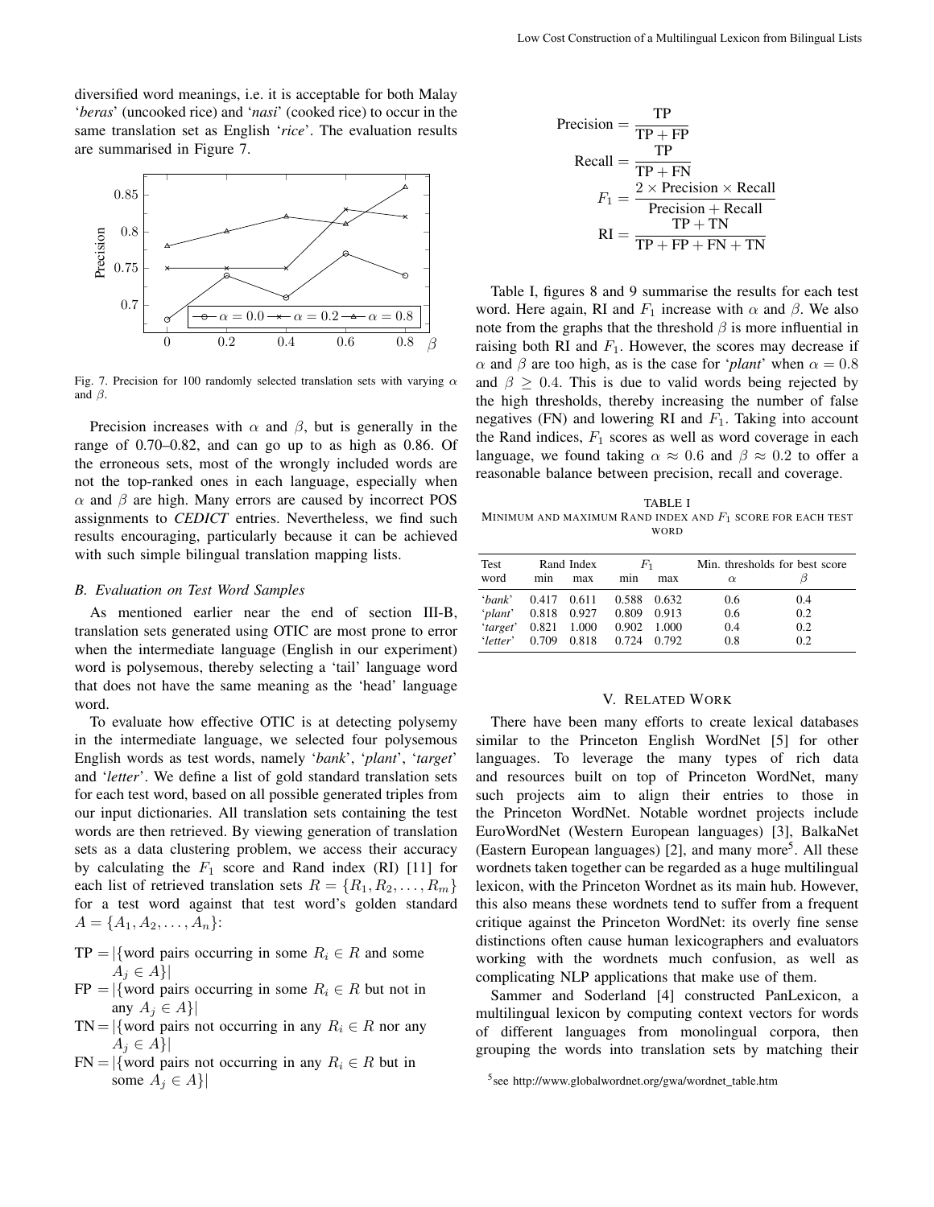diversified word meanings, i.e. it is acceptable for both Malay '*beras*' (uncooked rice) and '*nasi*' (cooked rice) to occur in the same translation set as English '*rice*'. The evaluation results are summarised in Figure 7.

Fig. 7. Precision for 100 randomly selected translation sets with varying $\alpha$ and $\beta$.

Precision increases with $\alpha$ and $\beta$, but is generally in the range of 0.70–0.82, and can go up to as high as 0.86. Of the erroneous sets, most of the wrongly included words are not the top-ranked ones in each language, especially when $\alpha$ and $\beta$ are high. Many errors are caused by incorrect POS assignments to *CEDICT* entries. Nevertheless, we find such results encouraging, particularly because it can be achieved with such simple bilingual translation mapping lists.

### B. Evaluation on Test Word Samples

As mentioned earlier near the end of section III-B, translation sets generated using OTIC are most prone to error when the intermediate language (English in our experiment) word is polysemous, thereby selecting a 'tail' language word that does not have the same meaning as the 'head' language word.

To evaluate how effective OTIC is at detecting polysemy in the intermediate language, we selected four polysemous English words as test words, namely '*bank*', '*plant*', '*target*' and '*letter*'. We define a list of gold standard translation sets for each test word, based on all possible generated triples from our input dictionaries. All translation sets containing the test words are then retrieved. By viewing generation of translation sets as a data clustering problem, we access their accuracy by calculating the $F_1$ score and Rand index (RI) [11] for each list of retrieved translation sets $R = \{R_1, R_2, \ldots, R_m\}$ for a test word against that test word's golden standard $A = \{A_1, A_2, \ldots, A_n\}$:

$\text{TP} = |\{\text{word pairs occurring in some } R_i \in R \text{ and some } A_j \in A\}|$

$\text{FP} = |\{\text{word pairs occurring in some } R_i \in R \text{ but not in any } A_j \in A\}|$

$\text{TN} = |\{\text{word pairs not occurring in any } R_i \in R \text{ nor any } A_j \in A\}|$

$\text{FN} = |\{\text{word pairs not occurring in any } R_i \in R \text{ but in some } A_j \in A\}|$

$$\text{Precision} = \frac{\text{TP}}{\text{TP} + \text{FP}}$$

$$\text{Recall} = \frac{\text{TP}}{\text{TP} + \text{FN}}$$

$$F_1 = \frac{2 \times \text{Precision} \times \text{Recall}}{\text{Precision} + \text{Recall}}$$

$$\text{RI} = \frac{\text{TP} + \text{TN}}{\text{TP} + \text{FP} + \text{FN} + \text{TN}}$$

Table I, figures 8 and 9 summarise the results for each test word. Here again, RI and $F_1$ increase with $\alpha$ and $\beta$. We also note from the graphs that the threshold $\beta$ is more influential in raising both RI and $F_1$. However, the scores may decrease if $\alpha$ and $\beta$ are too high, as is the case for '*plant*' when $\alpha = 0.8$ and $\beta \geq 0.4$. This is due to valid words being rejected by the high thresholds, thereby increasing the number of false negatives (FN) and lowering RI and $F_1$. Taking into account the Rand indices, $F_1$ scores as well as word coverage in each language, we found taking $\alpha \approx 0.6$ and $\beta \approx 0.2$ to offer a reasonable balance between precision, recall and coverage.

TABLE I
MINIMUM AND MAXIMUM RAND INDEX AND $F_1$ SCORE FOR EACH TEST WORD

| Test word | Rand Index min | Rand Index max | $F_1$ min | $F_1$ max | Min. thresholds for best score $\alpha$ | $\beta$ |
|---|---|---|---|---|---|---|
| '*bank*' | 0.417 | 0.611 | 0.588 | 0.632 | 0.6 | 0.4 |
| '*plant*' | 0.818 | 0.927 | 0.809 | 0.913 | 0.6 | 0.2 |
| '*target*' | 0.821 | 1.000 | 0.902 | 1.000 | 0.4 | 0.2 |
| '*letter*' | 0.709 | 0.818 | 0.724 | 0.792 | 0.8 | 0.2 |

## V. RELATED WORK

There have been many efforts to create lexical databases similar to the Princeton English WordNet [5] for other languages. To leverage the many types of rich data and resources built on top of Princeton WordNet, many such projects aim to align their entries to those in the Princeton WordNet. Notable wordnet projects include EuroWordNet (Western European languages) [3], BalkaNet (Eastern European languages) [2], and many more[5]. All these wordnets taken together can be regarded as a huge multilingual lexicon, with the Princeton Wordnet as its main hub. However, this also means these wordnets tend to suffer from a frequent critique against the Princeton WordNet: its overly fine sense distinctions often cause human lexicographers and evaluators working with the wordnets much confusion, as well as complicating NLP applications that make use of them.

Sammer and Soderland [4] constructed PanLexicon, a multilingual lexicon by computing context vectors for words of different languages from monolingual corpora, then grouping the words into translation sets by matching their

[5] see http://www.globalwordnet.org/gwa/wordnet_table.htm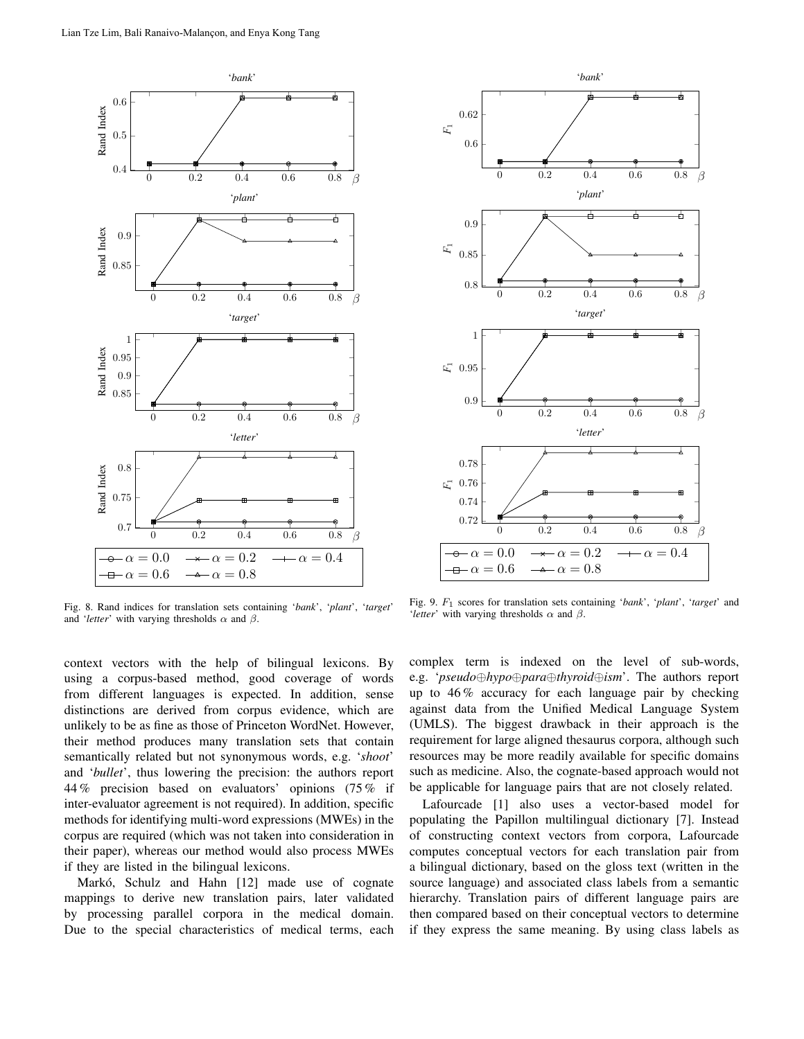Fig. 8. Rand indices for translation sets containing '*bank*', '*plant*', '*target*' and '*letter*' with varying thresholds $\alpha$ and $\beta$.

Fig. 9. $F_1$ scores for translation sets containing '*bank*', '*plant*', '*target*' and '*letter*' with varying thresholds $\alpha$ and $\beta$.

context vectors with the help of bilingual lexicons. By using a corpus-based method, good coverage of words from different languages is expected. In addition, sense distinctions are derived from corpus evidence, which are unlikely to be as fine as those of Princeton WordNet. However, their method produces many translation sets that contain semantically related but not synonymous words, e.g. '*shoot*' and '*bullet*', thus lowering the precision: the authors report 44 % precision based on evaluators' opinions (75 % if inter-evaluator agreement is not required). In addition, specific methods for identifying multi-word expressions (MWEs) in the corpus are required (which was not taken into consideration in their paper), whereas our method would also process MWEs if they are listed in the bilingual lexicons.

Markó, Schulz and Hahn [12] made use of cognate mappings to derive new translation pairs, later validated by processing parallel corpora in the medical domain. Due to the special characteristics of medical terms, each complex term is indexed on the level of sub-words, e.g. '*pseudo*$\oplus$*hypo*$\oplus$*para*$\oplus$*thyroid*$\oplus$*ism*'. The authors report up to 46 % accuracy for each language pair by checking against data from the Unified Medical Language System (UMLS). The biggest drawback in their approach is the requirement for large aligned thesaurus corpora, although such resources may be more readily available for specific domains such as medicine. Also, the cognate-based approach would not be applicable for language pairs that are not closely related.

Lafourcade [1] also uses a vector-based model for populating the Papillon multilingual dictionary [7]. Instead of constructing context vectors from corpora, Lafourcade computes conceptual vectors for each translation pair from a bilingual dictionary, based on the gloss text (written in the source language) and associated class labels from a semantic hierarchy. Translation pairs of different language pairs are then compared based on their conceptual vectors to determine if they express the same meaning. By using class labels as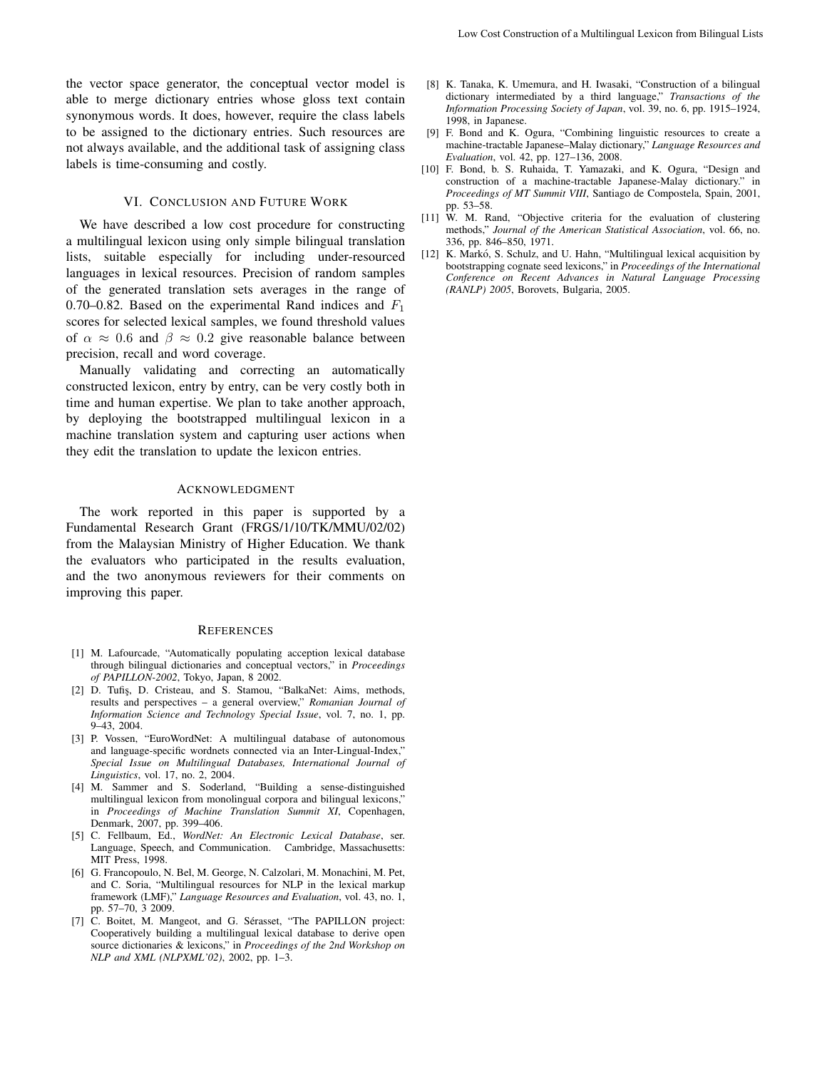the vector space generator, the conceptual vector model is able to merge dictionary entries whose gloss text contain synonymous words. It does, however, require the class labels to be assigned to the dictionary entries. Such resources are not always available, and the additional task of assigning class labels is time-consuming and costly.

## VI. Conclusion and Future Work

We have described a low cost procedure for constructing a multilingual lexicon using only simple bilingual translation lists, suitable especially for including under-resourced languages in lexical resources. Precision of random samples of the generated translation sets averages in the range of 0.70–0.82. Based on the experimental Rand indices and $F_1$ scores for selected lexical samples, we found threshold values of $\alpha \approx 0.6$ and $\beta \approx 0.2$ give reasonable balance between precision, recall and word coverage.

Manually validating and correcting an automatically constructed lexicon, entry by entry, can be very costly both in time and human expertise. We plan to take another approach, by deploying the bootstrapped multilingual lexicon in a machine translation system and capturing user actions when they edit the translation to update the lexicon entries.

## Acknowledgment

The work reported in this paper is supported by a Fundamental Research Grant (FRGS/1/10/TK/MMU/02/02) from the Malaysian Ministry of Higher Education. We thank the evaluators who participated in the results evaluation, and the two anonymous reviewers for their comments on improving this paper.

## References

[1] M. Lafourcade, "Automatically populating acception lexical database through bilingual dictionaries and conceptual vectors," in *Proceedings of PAPILLON-2002*, Tokyo, Japan, 8 2002.

[2] D. Tufiş, D. Cristeau, and S. Stamou, "BalkaNet: Aims, methods, results and perspectives – a general overview," *Romanian Journal of Information Science and Technology Special Issue*, vol. 7, no. 1, pp. 9–43, 2004.

[3] P. Vossen, "EuroWordNet: A multilingual database of autonomous and language-specific wordnets connected via an Inter-Lingual-Index," *Special Issue on Multilingual Databases, International Journal of Linguistics*, vol. 17, no. 2, 2004.

[4] M. Sammer and S. Soderland, "Building a sense-distinguished multilingual lexicon from monolingual corpora and bilingual lexicons," in *Proceedings of Machine Translation Summit XI*, Copenhagen, Denmark, 2007, pp. 399–406.

[5] C. Fellbaum, Ed., *WordNet: An Electronic Lexical Database*, ser. Language, Speech, and Communication. Cambridge, Massachusetts: MIT Press, 1998.

[6] G. Francopoulo, N. Bel, M. George, N. Calzolari, M. Monachini, M. Pet, and C. Soria, "Multilingual resources for NLP in the lexical markup framework (LMF)," *Language Resources and Evaluation*, vol. 43, no. 1, pp. 57–70, 3 2009.

[7] C. Boitet, M. Mangeot, and G. Sérasset, "The PAPILLON project: Cooperatively building a multilingual lexical database to derive open source dictionaries & lexicons," in *Proceedings of the 2nd Workshop on NLP and XML (NLPXML'02)*, 2002, pp. 1–3.

[8] K. Tanaka, K. Umemura, and H. Iwasaki, "Construction of a bilingual dictionary intermediated by a third language," *Transactions of the Information Processing Society of Japan*, vol. 39, no. 6, pp. 1915–1924, 1998, in Japanese.

[9] F. Bond and K. Ogura, "Combining linguistic resources to create a machine-tractable Japanese–Malay dictionary," *Language Resources and Evaluation*, vol. 42, pp. 127–136, 2008.

[10] F. Bond, b. S. Ruhaida, T. Yamazaki, and K. Ogura, "Design and construction of a machine-tractable Japanese-Malay dictionary." in *Proceedings of MT Summit VIII*, Santiago de Compostela, Spain, 2001, pp. 53–58.

[11] W. M. Rand, "Objective criteria for the evaluation of clustering methods," *Journal of the American Statistical Association*, vol. 66, no. 336, pp. 846–850, 1971.

[12] K. Markó, S. Schulz, and U. Hahn, "Multilingual lexical acquisition by bootstrapping cognate seed lexicons," in *Proceedings of the International Conference on Recent Advances in Natural Language Processing (RANLP) 2005*, Borovets, Bulgaria, 2005.